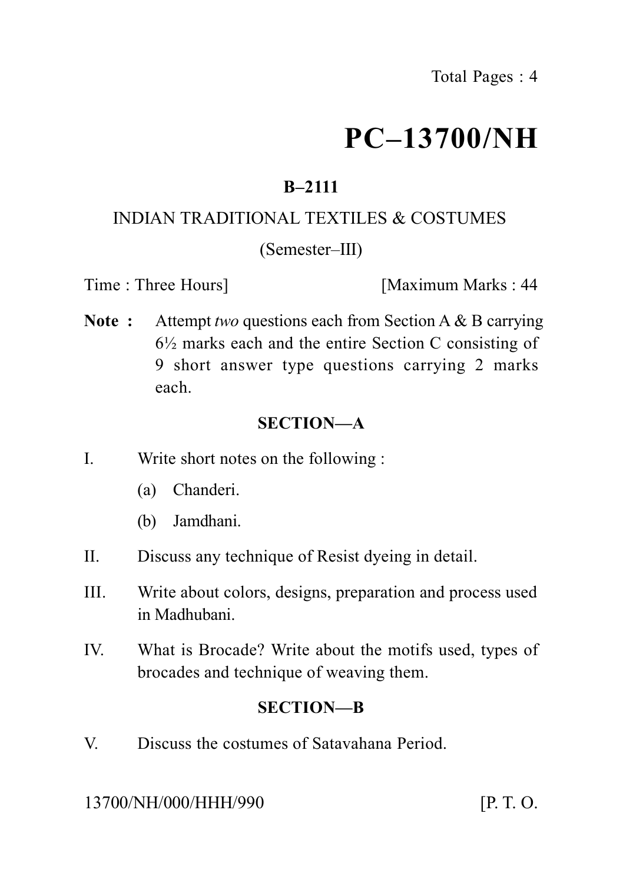# PC–13700/NH

**B–2111**

INDIAN TRADITIONAL TEXTILES & COSTUMES

(Semester–III)

Time : Three Hours] [Maximum Marks : 44

**Note :** Attempt *two* questions each from Section A & B carrying 6½ marks each and the entire Section C consisting of 9 short answer type questions carrying 2 marks each.

## SECTION—A

I. Write short notes on the following :

(a) Chanderi.

(b) Jamdhani.

II. Discuss any technique of Resist dyeing in detail.

III. Write about colors, designs, preparation and process used in Madhubani.

IV. What is Brocade? Write about the motifs used, types of brocades and technique of weaving them.

## SECTION—B

V. Discuss the costumes of Satavahana Period.

13700/NH/000/HHH/990 [P. T. O.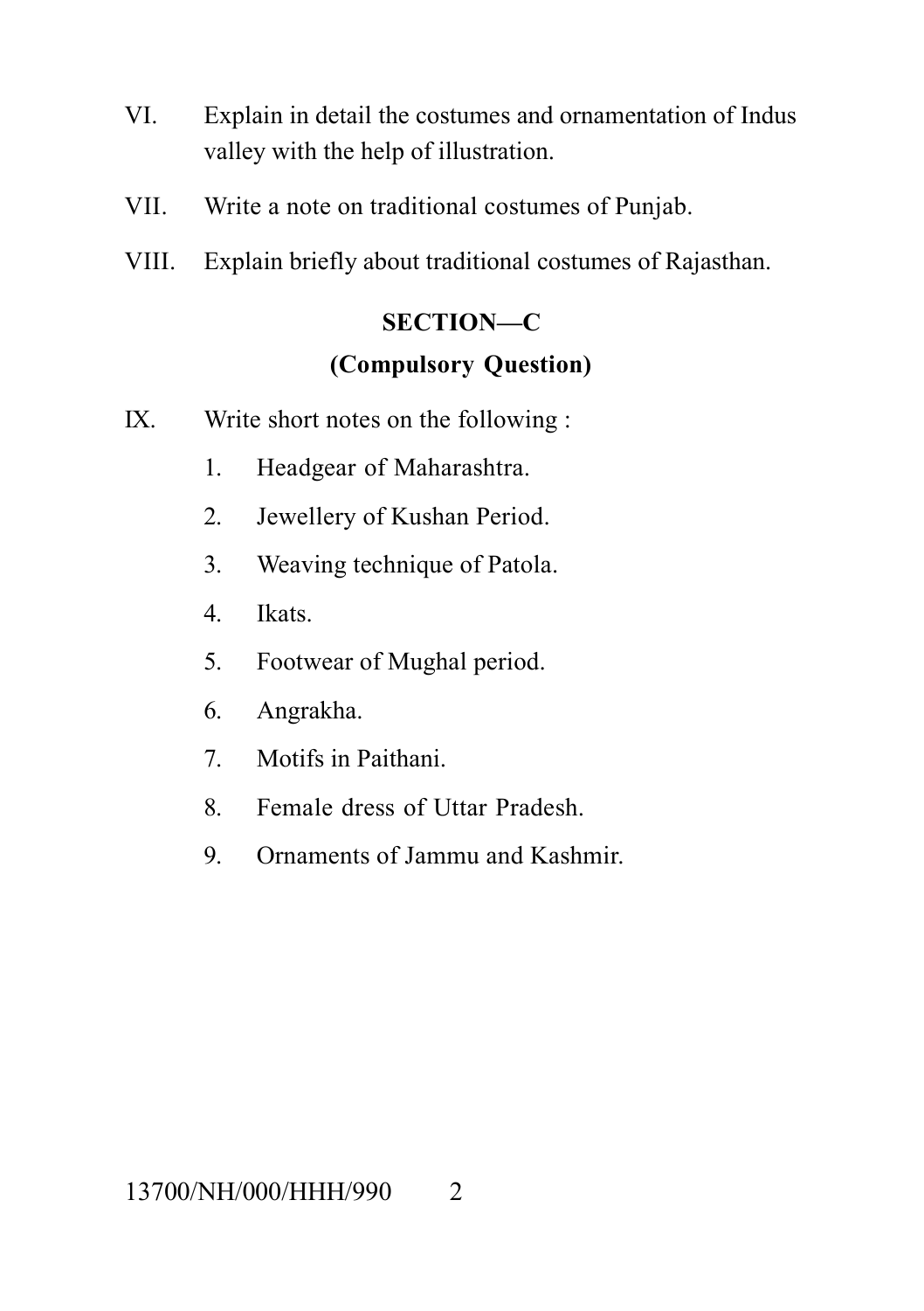VI. Explain in detail the costumes and ornamentation of Indus valley with the help of illustration.

VII. Write a note on traditional costumes of Punjab.

VIII. Explain briefly about traditional costumes of Rajasthan.

## SECTION—C

### (Compulsory Question)

IX. Write short notes on the following :

1. Headgear of Maharashtra.
2. Jewellery of Kushan Period.
3. Weaving technique of Patola.
4. Ikats.
5. Footwear of Mughal period.
6. Angrakha.
7. Motifs in Paithani.
8. Female dress of Uttar Pradesh.
9. Ornaments of Jammu and Kashmir.

13700/NH/000/HHH/990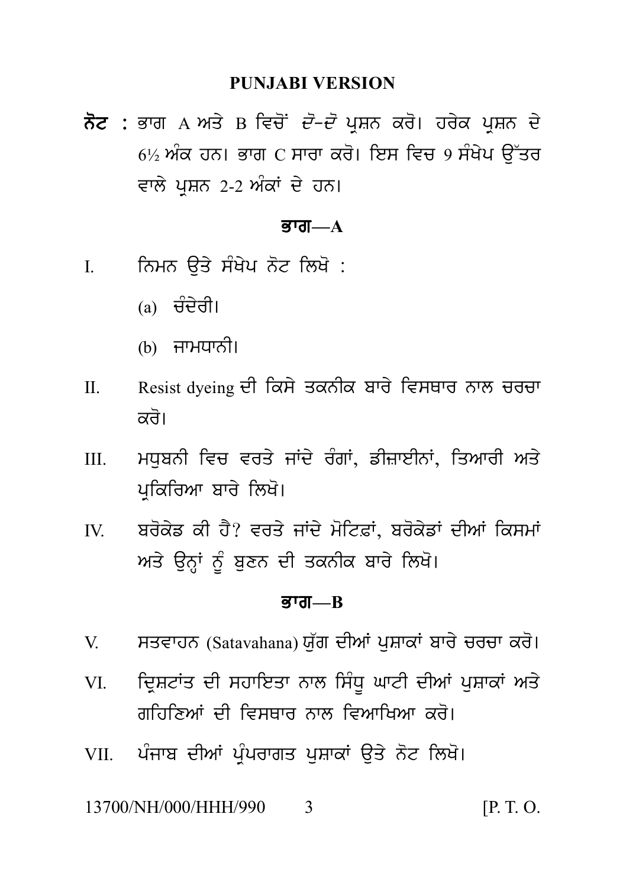## PUNJABI VERSION

**ਨੋਟ :** ਭਾਗ A ਅਤੇ B ਵਿਚੋਂ *ਦੋ-ਦੋ* ਪ੍ਰਸ਼ਨ ਕਰੋ। ਹਰੇਕ ਪ੍ਰਸ਼ਨ ਦੇ 6½ ਅੰਕ ਹਨ। ਭਾਗ C ਸਾਰਾ ਕਰੋ। ਇਸ ਵਿਚ 9 ਸੰਖੇਪ ਉੱਤਰ ਵਾਲੇ ਪ੍ਰਸ਼ਨ 2-2 ਅੰਕਾਂ ਦੇ ਹਨ।

### ਭਾਗ—A

I. ਨਿਮਨ ਉਤੇ ਸੰਖੇਪ ਨੋਟ ਲਿਖੋ :

(a) ਚੰਦੇਰੀ।

(b) ਜਾਮਧਾਨੀ।

II. Resist dyeing ਦੀ ਕਿਸੇ ਤਕਨੀਕ ਬਾਰੇ ਵਿਸਥਾਰ ਨਾਲ ਚਰਚਾ ਕਰੋ।

III. ਮਧੁਬਨੀ ਵਿਚ ਵਰਤੇ ਜਾਂਦੇ ਰੰਗਾਂ, ਡੀਜ਼ਾਈਨਾਂ, ਤਿਆਰੀ ਅਤੇ ਪ੍ਰਕਿਰਿਆ ਬਾਰੇ ਲਿਖੋ।

IV. ਬਰੋਕੇਡ ਕੀ ਹੈ? ਵਰਤੇ ਜਾਂਦੇ ਮੋਟਿਫ਼ਾਂ, ਬਰੋਕੇਡਾਂ ਦੀਆਂ ਕਿਸਮਾਂ ਅਤੇ ਉਨ੍ਹਾਂ ਨੂੰ ਬੁਣਨ ਦੀ ਤਕਨੀਕ ਬਾਰੇ ਲਿਖੋ।

### ਭਾਗ—B

V. ਸਤਵਾਹਨ (Satavahana) ਯੁੱਗ ਦੀਆਂ ਪੁਸ਼ਾਕਾਂ ਬਾਰੇ ਚਰਚਾ ਕਰੋ।

VI. ਦ੍ਰਿਸ਼ਟਾਂਤ ਦੀ ਸਹਾਇਤਾ ਨਾਲ ਸਿੰਧੂ ਘਾਟੀ ਦੀਆਂ ਪੁਸ਼ਾਕਾਂ ਅਤੇ ਗਹਿਣਿਆਂ ਦੀ ਵਿਸਥਾਰ ਨਾਲ ਵਿਆਖਿਆ ਕਰੋ।

VII. ਪੰਜਾਬ ਦੀਆਂ ਪ੍ਰੰਪਰਾਗਤ ਪੁਸ਼ਾਕਾਂ ਉਤੇ ਨੋਟ ਲਿਖੋ।

13700/NH/000/HHH/990 [P. T. O.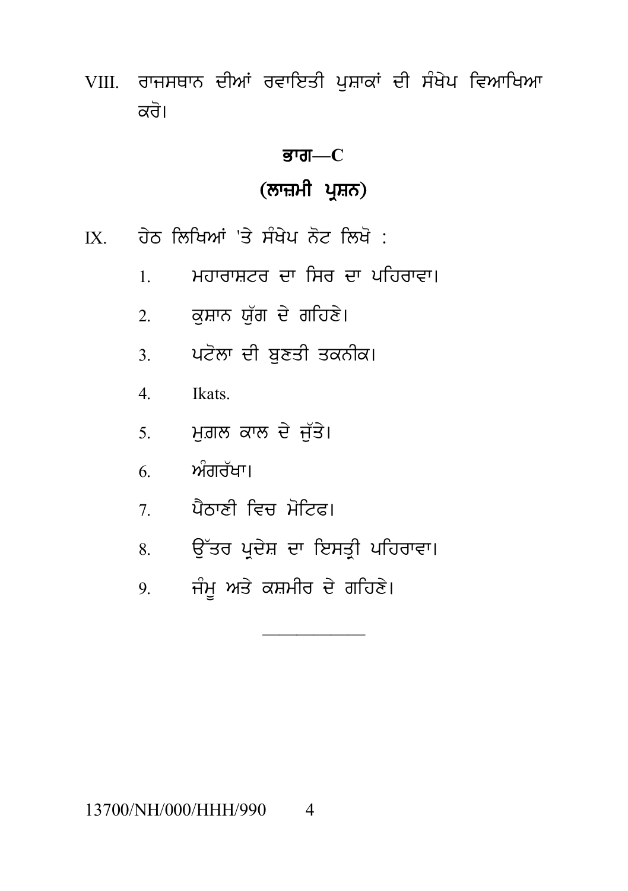VIII. ਰਾਜਸਥਾਨ ਦੀਆਂ ਰਵਾਇਤੀ ਪੁਸ਼ਾਕਾਂ ਦੀ ਸੰਖੇਪ ਵਿਆਖਿਆ ਕਰੋ।

## ਭਾਗ—C

## (ਲਾਜ਼ਮੀ ਪ੍ਰਸ਼ਨ)

IX. ਹੇਠ ਲਿਖਿਆਂ 'ਤੇ ਸੰਖੇਪ ਨੋਟ ਲਿਖੋ :

1. ਮਹਾਰਾਸ਼ਟਰ ਦਾ ਸਿਰ ਦਾ ਪਹਿਰਾਵਾ।
2. ਕੁਸ਼ਾਨ ਯੁੱਗ ਦੇ ਗਹਿਣੇ।
3. ਪਟੋਲਾ ਦੀ ਬੁਣਤੀ ਤਕਨੀਕ।
4. Ikats.
5. ਮੁਗ਼ਲ ਕਾਲ ਦੇ ਜੁੱਤੇ।
6. ਅੰਗਰੱਖਾ।
7. ਪੈਠਾਣੀ ਵਿਚ ਮੋਟਿਫ।
8. ਉੱਤਰ ਪ੍ਰਦੇਸ਼ ਦਾ ਇਸਤ੍ਰੀ ਪਹਿਰਾਵਾ।
9. ਜੰਮੂ ਅਤੇ ਕਸ਼ਮੀਰ ਦੇ ਗਹਿਣੇ।

13700/NH/000/HHH/990